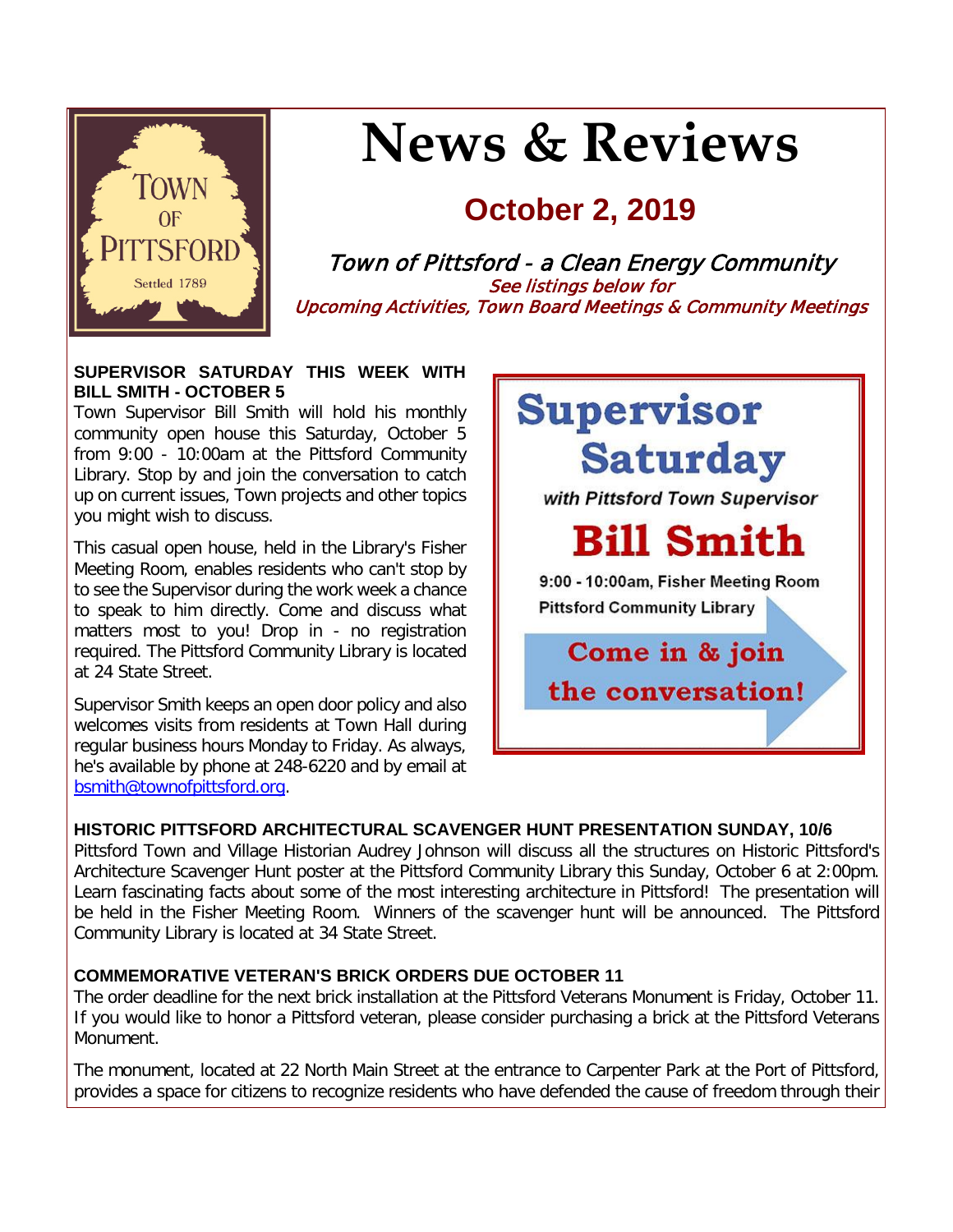# News & Reviews

## October 2, 2019

*Town of Pittsford - a Clean Energy Community*

*See listings below for Upcoming Activities, Town Board Meetings & Community Meetings*

**SUPERVISOR SATURDAY THIS WEEK WITH BILL SMITH - OCTOBER 5**

Town Supervisor Bill Smith will hold his monthly community open house this Saturday, October 5 from 9:00 - 10:00am at the Pittsford Community Library. Stop by and join the conversation to catch up on current issues, Town projects and other topics you might wish to discuss.

This casual open house, held in the Library's Fisher Meeting Room, enables residents who can't stop by to see the Supervisor during the work week a chance to speak to him directly. Come and discuss what matters most to you! Drop in - no registration required. The Pittsford Community Library is located at 24 State Street.

Supervisor Smith keeps an open door policy and also welcomes visits from residents at Town Hall during regular business hours Monday to Friday. As always, he's available by phone at 248-6220 and by email at bsmith@townofpittsford.org.

Supervisor Saturday with Pittsford Town Supervisor Bill Smith

9:00 - 10:00am, Fisher Meeting Room
Pittsford Community Library

Come in & join the conversation!

**HISTORIC PITTSFORD ARCHITECTURAL SCAVENGER HUNT PRESENTATION SUNDAY, 10/6**

Pittsford Town and Village Historian Audrey Johnson will discuss all the structures on Historic Pittsford's Architecture Scavenger Hunt poster at the Pittsford Community Library this Sunday, October 6 at 2:00pm. Learn fascinating facts about some of the most interesting architecture in Pittsford! The presentation will be held in the Fisher Meeting Room. Winners of the scavenger hunt will be announced. The Pittsford Community Library is located at 34 State Street.

**COMMEMORATIVE VETERAN'S BRICK ORDERS DUE OCTOBER 11**

The order deadline for the next brick installation at the Pittsford Veterans Monument is Friday, October 11. If you would like to honor a Pittsford veteran, please consider purchasing a brick at the Pittsford Veterans Monument.

The monument, located at 22 North Main Street at the entrance to Carpenter Park at the Port of Pittsford, provides a space for citizens to recognize residents who have defended the cause of freedom through their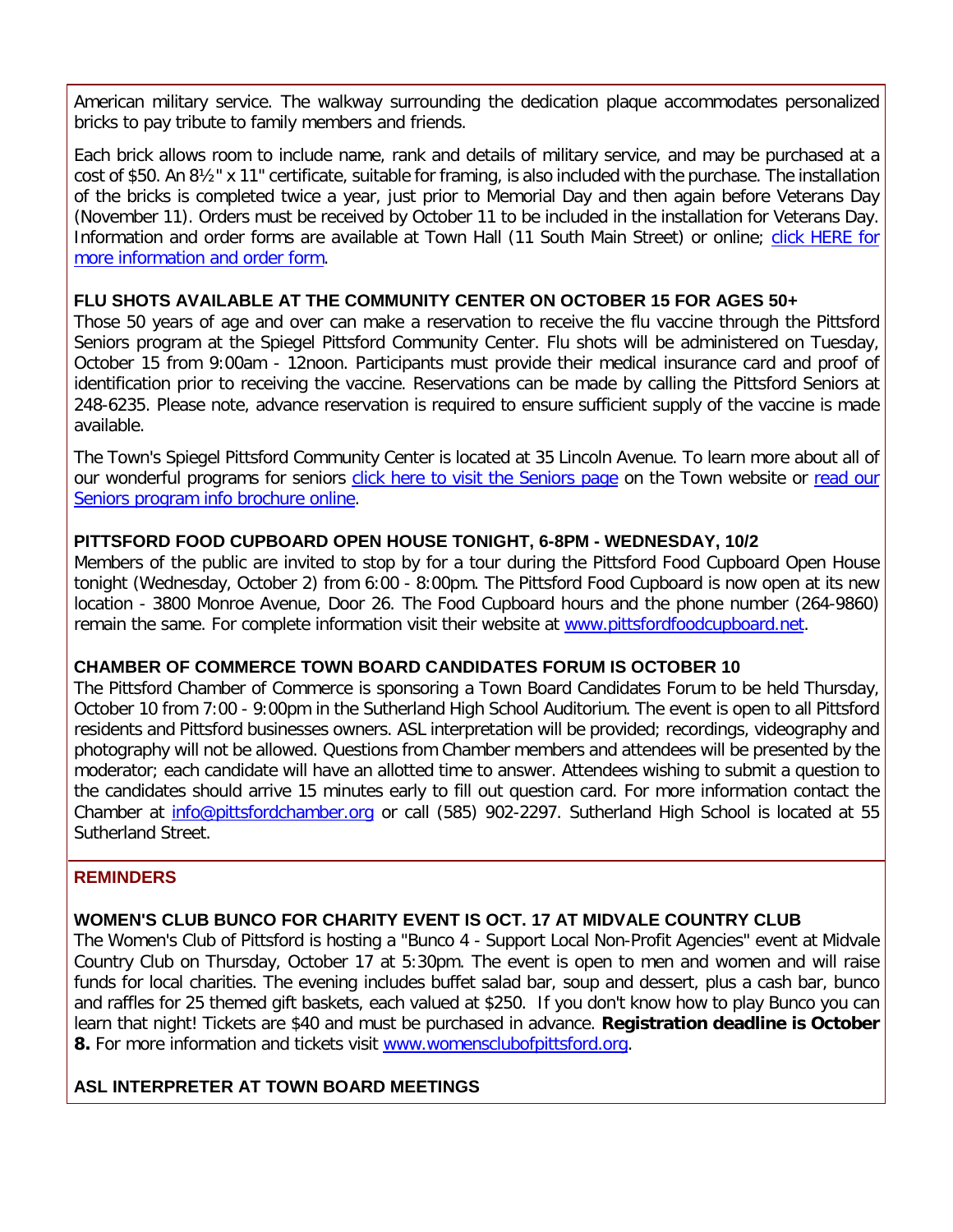American military service. The walkway surrounding the dedication plaque accommodates personalized bricks to pay tribute to family members and friends.

Each brick allows room to include name, rank and details of military service, and may be purchased at a cost of $50. An 8½" x 11" certificate, suitable for framing, is also included with the purchase. The installation of the bricks is completed twice a year, just prior to Memorial Day and then again before Veterans Day (November 11). Orders must be received by October 11 to be included in the installation for Veterans Day. Information and order forms are available at Town Hall (11 South Main Street) or online; click HERE for more information and order form.

**FLU SHOTS AVAILABLE AT THE COMMUNITY CENTER ON OCTOBER 15 FOR AGES 50+**

Those 50 years of age and over can make a reservation to receive the flu vaccine through the Pittsford Seniors program at the Spiegel Pittsford Community Center. Flu shots will be administered on Tuesday, October 15 from 9:00am - 12noon. Participants must provide their medical insurance card and proof of identification prior to receiving the vaccine. Reservations can be made by calling the Pittsford Seniors at 248-6235. Please note, advance reservation is required to ensure sufficient supply of the vaccine is made available.

The Town's Spiegel Pittsford Community Center is located at 35 Lincoln Avenue. To learn more about all of our wonderful programs for seniors click here to visit the Seniors page on the Town website or read our Seniors program info brochure online.

**PITTSFORD FOOD CUPBOARD OPEN HOUSE TONIGHT, 6-8PM - WEDNESDAY, 10/2**

Members of the public are invited to stop by for a tour during the Pittsford Food Cupboard Open House tonight (Wednesday, October 2) from 6:00 - 8:00pm. The Pittsford Food Cupboard is now open at its new location - 3800 Monroe Avenue, Door 26. The Food Cupboard hours and the phone number (264-9860) remain the same. For complete information visit their website at www.pittsfordfoodcupboard.net.

**CHAMBER OF COMMERCE TOWN BOARD CANDIDATES FORUM IS OCTOBER 10**

The Pittsford Chamber of Commerce is sponsoring a Town Board Candidates Forum to be held Thursday, October 10 from 7:00 - 9:00pm in the Sutherland High School Auditorium. The event is open to all Pittsford residents and Pittsford businesses owners. ASL interpretation will be provided; recordings, videography and photography will not be allowed. Questions from Chamber members and attendees will be presented by the moderator; each candidate will have an allotted time to answer. Attendees wishing to submit a question to the candidates should arrive 15 minutes early to fill out question card. For more information contact the Chamber at info@pittsfordchamber.org or call (585) 902-2297. Sutherland High School is located at 55 Sutherland Street.

## REMINDERS

**WOMEN'S CLUB BUNCO FOR CHARITY EVENT IS OCT. 17 AT MIDVALE COUNTRY CLUB**

The Women's Club of Pittsford is hosting a "Bunco 4 - Support Local Non-Profit Agencies" event at Midvale Country Club on Thursday, October 17 at 5:30pm. The event is open to men and women and will raise funds for local charities. The evening includes buffet salad bar, soup and dessert, plus a cash bar, bunco and raffles for 25 themed gift baskets, each valued at $250. If you don't know how to play Bunco you can learn that night! Tickets are $40 and must be purchased in advance. **Registration deadline is October 8.** For more information and tickets visit www.womensclubofpittsford.org.

**ASL INTERPRETER AT TOWN BOARD MEETINGS**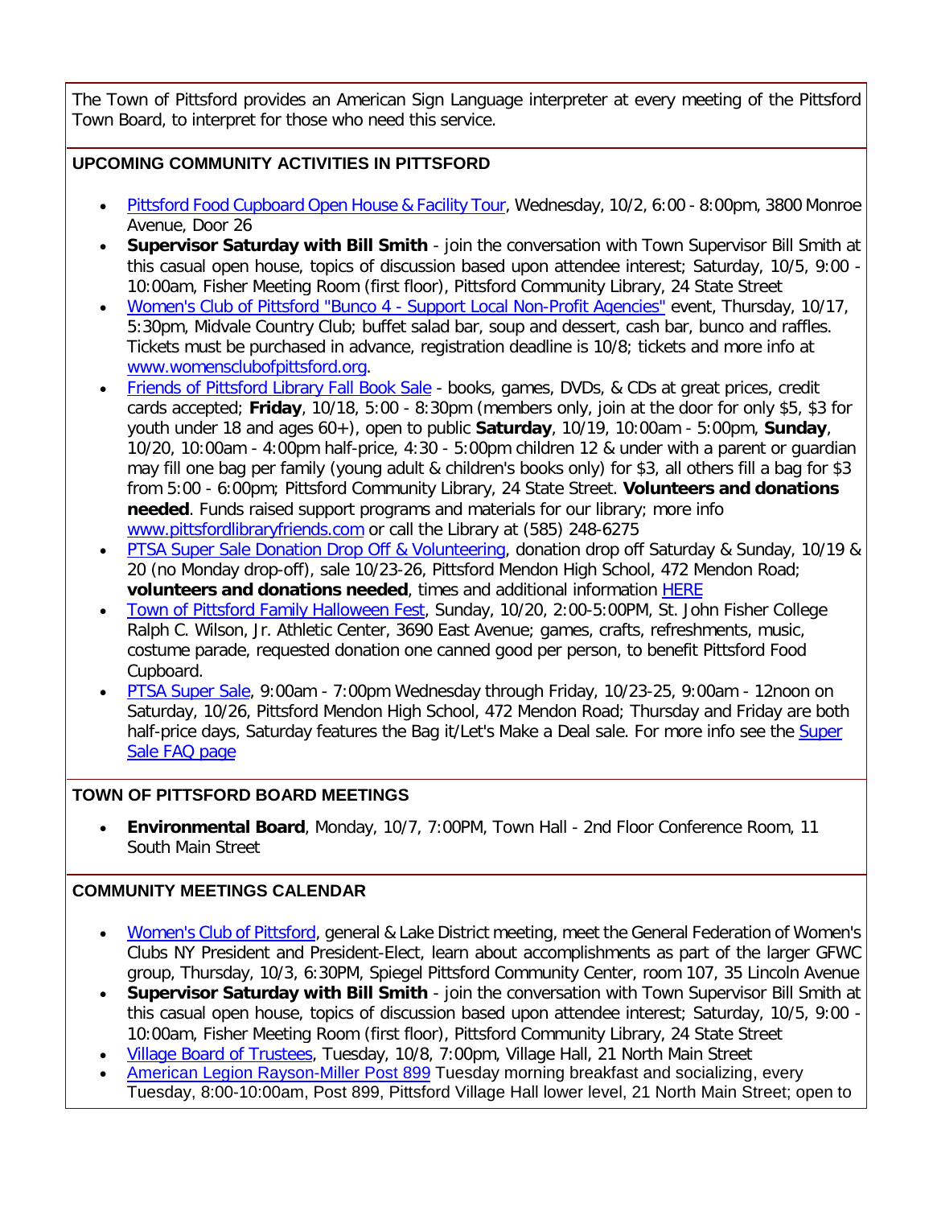The Town of Pittsford provides an American Sign Language interpreter at every meeting of the Pittsford Town Board, to interpret for those who need this service.

## UPCOMING COMMUNITY ACTIVITIES IN PITTSFORD

- Pittsford Food Cupboard Open House & Facility Tour, Wednesday, 10/2, 6:00 - 8:00pm, 3800 Monroe Avenue, Door 26
- **Supervisor Saturday with Bill Smith** - join the conversation with Town Supervisor Bill Smith at this casual open house, topics of discussion based upon attendee interest; Saturday, 10/5, 9:00 - 10:00am, Fisher Meeting Room (first floor), Pittsford Community Library, 24 State Street
- Women's Club of Pittsford "Bunco 4 - Support Local Non-Profit Agencies" event, Thursday, 10/17, 5:30pm, Midvale Country Club; buffet salad bar, soup and dessert, cash bar, bunco and raffles. Tickets must be purchased in advance, registration deadline is 10/8; tickets and more info at www.womensclubofpittsford.org.
- Friends of Pittsford Library Fall Book Sale - books, games, DVDs, & CDs at great prices, credit cards accepted; **Friday**, 10/18, 5:00 - 8:30pm (members only, join at the door for only $5, $3 for youth under 18 and ages 60+), open to public **Saturday**, 10/19, 10:00am - 5:00pm, **Sunday**, 10/20, 10:00am - 4:00pm half-price, 4:30 - 5:00pm children 12 & under with a parent or guardian may fill one bag per family (young adult & children's books only) for $3, all others fill a bag for $3 from 5:00 - 6:00pm; Pittsford Community Library, 24 State Street. **Volunteers and donations needed**. Funds raised support programs and materials for our library; more info www.pittsfordlibraryfriends.com or call the Library at (585) 248-6275
- PTSA Super Sale Donation Drop Off & Volunteering, donation drop off Saturday & Sunday, 10/19 & 20 (no Monday drop-off), sale 10/23-26, Pittsford Mendon High School, 472 Mendon Road; **volunteers and donations needed**, times and additional information HERE
- Town of Pittsford Family Halloween Fest, Sunday, 10/20, 2:00-5:00PM, St. John Fisher College Ralph C. Wilson, Jr. Athletic Center, 3690 East Avenue; games, crafts, refreshments, music, costume parade, requested donation one canned good per person, to benefit Pittsford Food Cupboard.
- PTSA Super Sale, 9:00am - 7:00pm Wednesday through Friday, 10/23-25, 9:00am - 12noon on Saturday, 10/26, Pittsford Mendon High School, 472 Mendon Road; Thursday and Friday are both half-price days, Saturday features the Bag it/Let's Make a Deal sale. For more info see the Super Sale FAQ page

## TOWN OF PITTSFORD BOARD MEETINGS

- **Environmental Board**, Monday, 10/7, 7:00PM, Town Hall - 2nd Floor Conference Room, 11 South Main Street

## COMMUNITY MEETINGS CALENDAR

- Women's Club of Pittsford, general & Lake District meeting, meet the General Federation of Women's Clubs NY President and President-Elect, learn about accomplishments as part of the larger GFWC group, Thursday, 10/3, 6:30PM, Spiegel Pittsford Community Center, room 107, 35 Lincoln Avenue
- **Supervisor Saturday with Bill Smith** - join the conversation with Town Supervisor Bill Smith at this casual open house, topics of discussion based upon attendee interest; Saturday, 10/5, 9:00 - 10:00am, Fisher Meeting Room (first floor), Pittsford Community Library, 24 State Street
- Village Board of Trustees, Tuesday, 10/8, 7:00pm, Village Hall, 21 North Main Street
- American Legion Rayson-Miller Post 899 Tuesday morning breakfast and socializing, every Tuesday, 8:00-10:00am, Post 899, Pittsford Village Hall lower level, 21 North Main Street; open to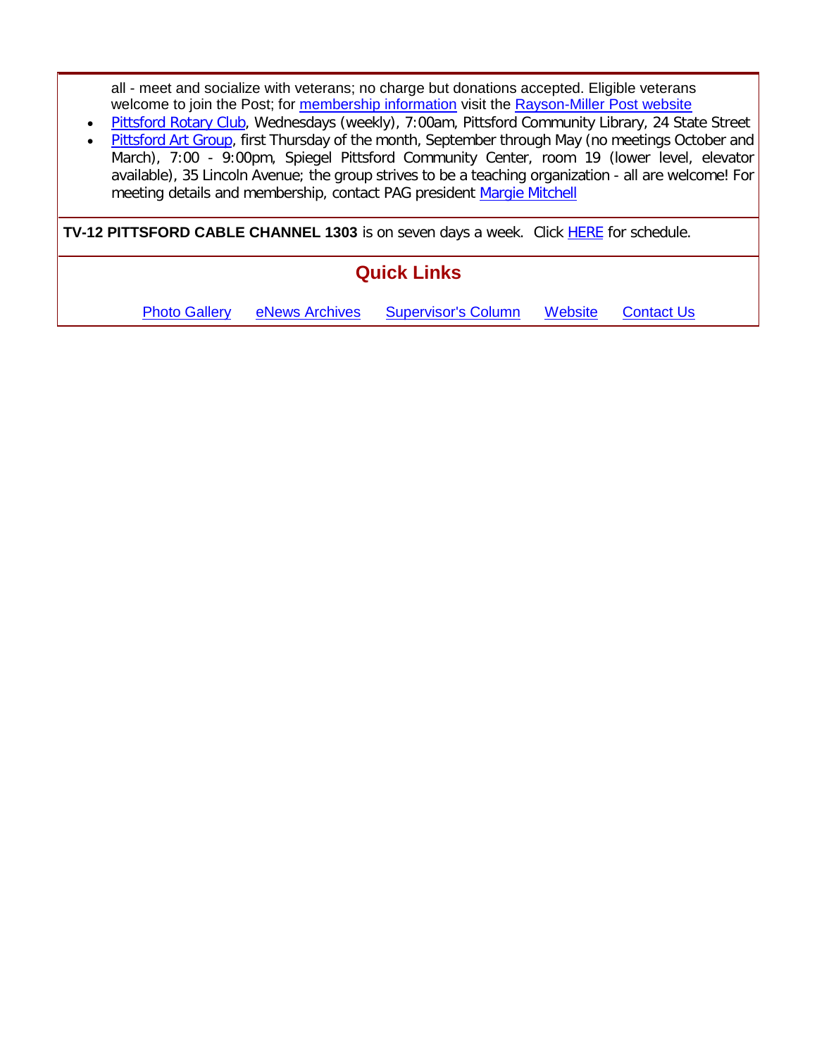all - meet and socialize with veterans; no charge but donations accepted. Eligible veterans welcome to join the Post; for membership information visit the Rayson-Miller Post website

- Pittsford Rotary Club, Wednesdays (weekly), 7:00am, Pittsford Community Library, 24 State Street
- Pittsford Art Group, first Thursday of the month, September through May (no meetings October and March), 7:00 - 9:00pm, Spiegel Pittsford Community Center, room 19 (lower level, elevator available), 35 Lincoln Avenue; the group strives to be a teaching organization - all are welcome! For meeting details and membership, contact PAG president Margie Mitchell

**TV-12 PITTSFORD CABLE CHANNEL 1303** is on seven days a week. Click HERE for schedule.

## Quick Links

Photo Gallery    eNews Archives    Supervisor's Column    Website    Contact Us